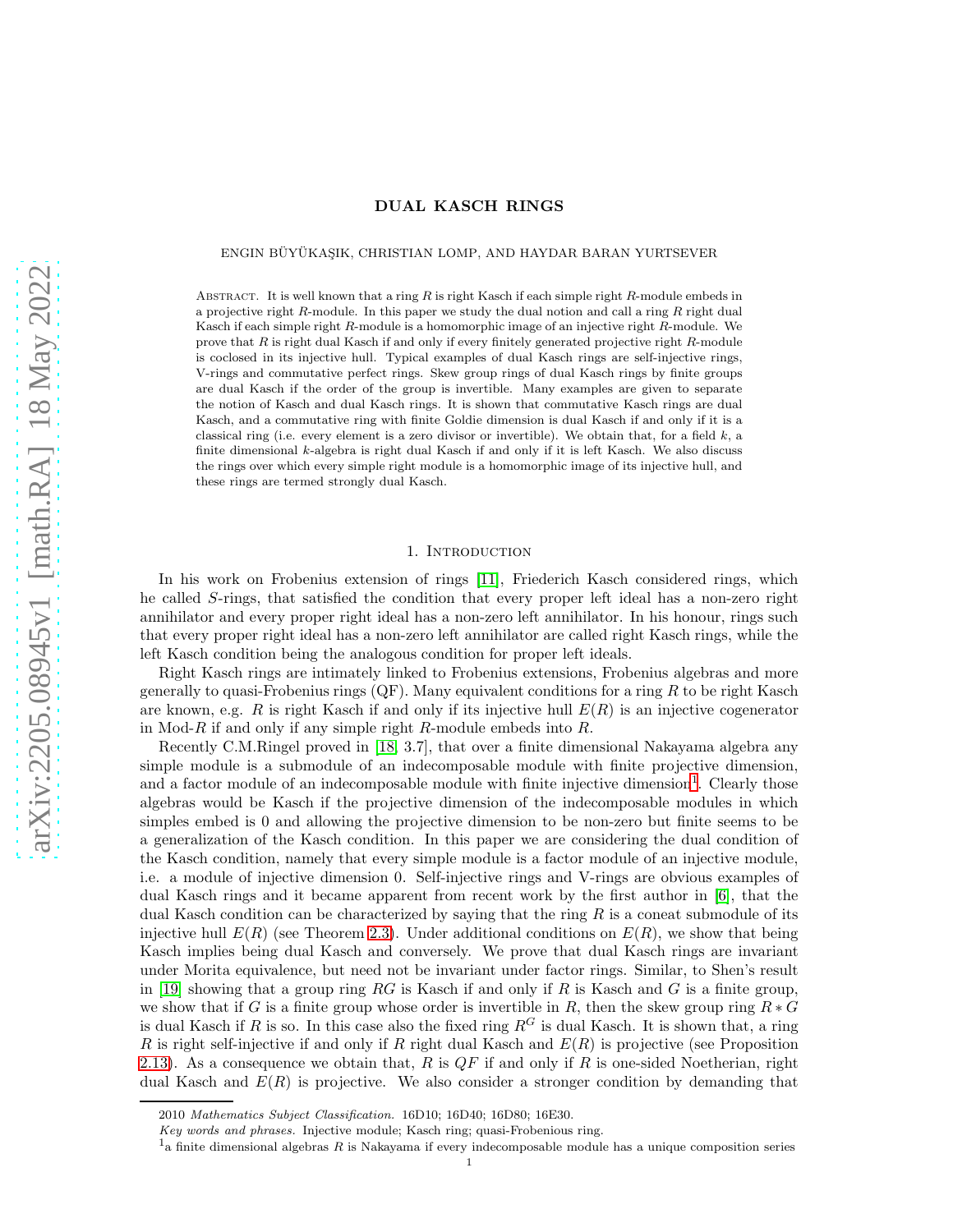# DUAL KASCH RINGS

ENGIN BÜYÜKAŞIK, CHRISTIAN LOMP, AND HAYDAR BARAN YURTSEVER

ABSTRACT. It is well known that a ring $R$ is right Kasch if each simple right $R$-module embeds in a projective right $R$-module. In this paper we study the dual notion and call a ring $R$ right dual Kasch if each simple right $R$-module is a homomorphic image of an injective right $R$-module. We prove that $R$ is right dual Kasch if and only if every finitely generated projective right $R$-module is coclosed in its injective hull. Typical examples of dual Kasch rings are self-injective rings, V-rings and commutative perfect rings. Skew group rings of dual Kasch rings by finite groups are dual Kasch if the order of the group is invertible. Many examples are given to separate the notion of Kasch and dual Kasch rings. It is shown that commutative Kasch rings are dual Kasch, and a commutative ring with finite Goldie dimension is dual Kasch if and only if it is a classical ring (i.e. every element is a zero divisor or invertible). We obtain that, for a field $k$, a finite dimensional $k$-algebra is right dual Kasch if and only if it is left Kasch. We also discuss the rings over which every simple right module is a homomorphic image of its injective hull, and these rings are termed strongly dual Kasch.

## 1. Introduction

In his work on Frobenius extension of rings [11], Friederich Kasch considered rings, which he called $S$-rings, that satisfied the condition that every proper left ideal has a non-zero right annihilator and every proper right ideal has a non-zero left annihilator. In his honour, rings such that every proper right ideal has a non-zero left annihilator are called right Kasch rings, while the left Kasch condition being the analogous condition for proper left ideals.

Right Kasch rings are intimately linked to Frobenius extensions, Frobenius algebras and more generally to quasi-Frobenius rings (QF). Many equivalent conditions for a ring $R$ to be right Kasch are known, e.g. $R$ is right Kasch if and only if its injective hull $E(R)$ is an injective cogenerator in Mod-$R$ if and only if any simple right $R$-module embeds into $R$.

Recently C.M.Ringel proved in [18, 3.7], that over a finite dimensional Nakayama algebra any simple module is a submodule of an indecomposable module with finite projective dimension, and a factor module of an indecomposable module with finite injective dimension[1]. Clearly those algebras would be Kasch if the projective dimension of the indecomposable modules in which simples embed is 0 and allowing the projective dimension to be non-zero but finite seems to be a generalization of the Kasch condition. In this paper we are considering the dual condition of the Kasch condition, namely that every simple module is a factor module of an injective module, i.e. a module of injective dimension 0. Self-injective rings and V-rings are obvious examples of dual Kasch rings and it became apparent from recent work by the first author in [6], that the dual Kasch condition can be characterized by saying that the ring $R$ is a coneat submodule of its injective hull $E(R)$ (see Theorem 2.3). Under additional conditions on $E(R)$, we show that being Kasch implies being dual Kasch and conversely. We prove that dual Kasch rings are invariant under Morita equivalence, but need not be invariant under factor rings. Similar, to Shen's result in [19] showing that a group ring $RG$ is Kasch if and only if $R$ is Kasch and $G$ is a finite group, we show that if $G$ is a finite group whose order is invertible in $R$, then the skew group ring $R * G$ is dual Kasch if $R$ is so. In this case also the fixed ring $R^G$ is dual Kasch. It is shown that, a ring $R$ is right self-injective if and only if $R$ right dual Kasch and $E(R)$ is projective (see Proposition 2.13). As a consequence we obtain that, $R$ is $QF$ if and only if $R$ is one-sided Noetherian, right dual Kasch and $E(R)$ is projective. We also consider a stronger condition by demanding that

2010 *Mathematics Subject Classification.* 16D10; 16D40; 16D80; 16E30.

*Key words and phrases.* Injective module; Kasch ring; quasi-Frobenius ring.

[1] a finite dimensional algebras $R$ is Nakayama if every indecomposable module has a unique composition series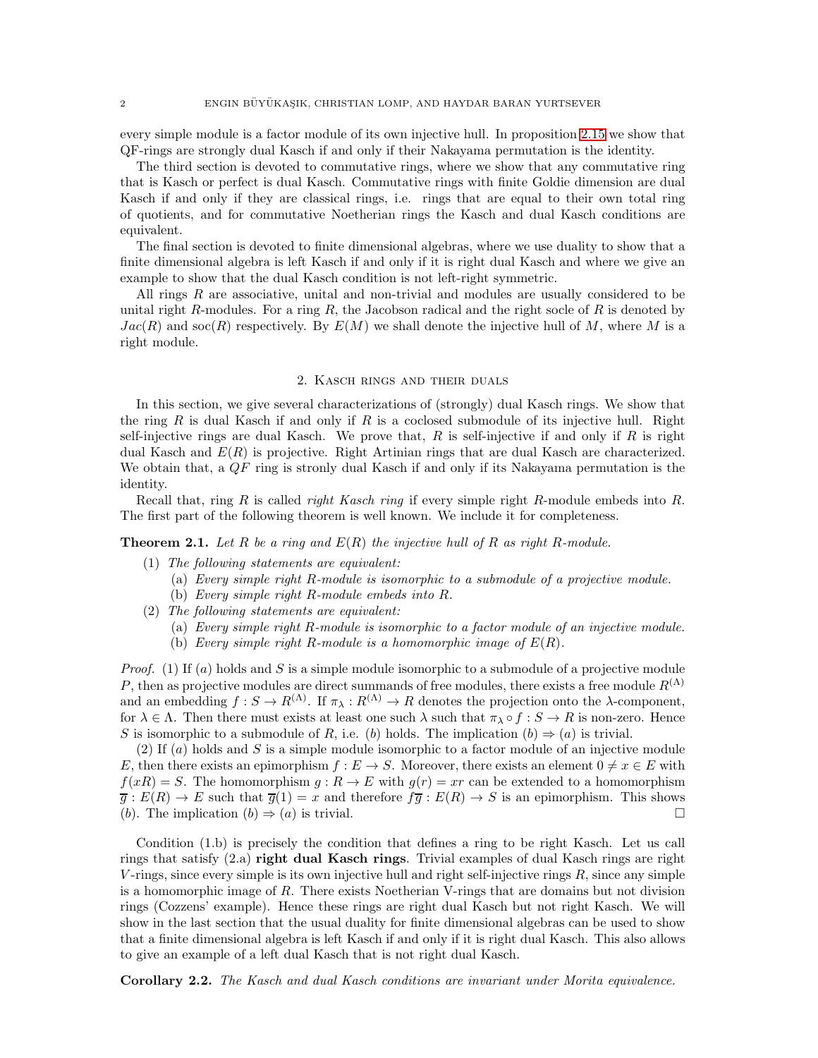every simple module is a factor module of its own injective hull. In proposition 2.15 we show that QF-rings are strongly dual Kasch if and only if their Nakayama permutation is the identity.

The third section is devoted to commutative rings, where we show that any commutative ring that is Kasch or perfect is dual Kasch. Commutative rings with finite Goldie dimension are dual Kasch if and only if they are classical rings, i.e. rings that are equal to their own total ring of quotients, and for commutative Noetherian rings the Kasch and dual Kasch conditions are equivalent.

The final section is devoted to finite dimensional algebras, where we use duality to show that a finite dimensional algebra is left Kasch if and only if it is right dual Kasch and where we give an example to show that the dual Kasch condition is not left-right symmetric.

All rings $R$ are associative, unital and non-trivial and modules are usually considered to be unital right $R$-modules. For a ring $R$, the Jacobson radical and the right socle of $R$ is denoted by $Jac(R)$ and $\operatorname{soc}(R)$ respectively. By $E(M)$ we shall denote the injective hull of $M$, where $M$ is a right module.

## 2. Kasch rings and their duals

In this section, we give several characterizations of (strongly) dual Kasch rings. We show that the ring $R$ is dual Kasch if and only if $R$ is a coclosed submodule of its injective hull. Right self-injective rings are dual Kasch. We prove that, $R$ is self-injective if and only if $R$ is right dual Kasch and $E(R)$ is projective. Right Artinian rings that are dual Kasch are characterized. We obtain that, a $QF$ ring is stronly dual Kasch if and only if its Nakayama permutation is the identity.

Recall that, ring $R$ is called *right Kasch ring* if every simple right $R$-module embeds into $R$. The first part of the following theorem is well known. We include it for completeness.

**Theorem 2.1.** *Let $R$ be a ring and $E(R)$ the injective hull of $R$ as right $R$-module.*

1. *The following statements are equivalent:*
   - (a) *Every simple right $R$-module is isomorphic to a submodule of a projective module.*
   - (b) *Every simple right $R$-module embeds into $R$.*
2. *The following statements are equivalent:*
   - (a) *Every simple right $R$-module is isomorphic to a factor module of an injective module.*
   - (b) *Every simple right $R$-module is a homomorphic image of $E(R)$.*

*Proof.* (1) If $(a)$ holds and $S$ is a simple module isomorphic to a submodule of a projective module $P$, then as projective modules are direct summands of free modules, there exists a free module $R^{(\Lambda)}$ and an embedding $f: S \to R^{(\Lambda)}$. If $\pi_\lambda : R^{(\Lambda)} \to R$ denotes the projection onto the $\lambda$-component, for $\lambda \in \Lambda$. Then there must exists at least one such $\lambda$ such that $\pi_\lambda \circ f : S \to R$ is non-zero. Hence $S$ is isomorphic to a submodule of $R$, i.e. $(b)$ holds. The implication $(b) \Rightarrow (a)$ is trivial.

(2) If $(a)$ holds and $S$ is a simple module isomorphic to a factor module of an injective module $E$, then there exists an epimorphism $f: E \to S$. Moreover, there exists an element $0 \neq x \in E$ with $f(xR) = S$. The homomorphism $g: R \to E$ with $g(r) = xr$ can be extended to a homomorphism $\overline{g}: E(R) \to E$ such that $\overline{g}(1) = x$ and therefore $f\overline{g}: E(R) \to S$ is an epimorphism. This shows $(b)$. The implication $(b) \Rightarrow (a)$ is trivial. □

Condition (1.b) is precisely the condition that defines a ring to be right Kasch. Let us call rings that satisfy (2.a) **right dual Kasch rings**. Trivial examples of dual Kasch rings are right $V$-rings, since every simple is its own injective hull and right self-injective rings $R$, since any simple is a homomorphic image of $R$. There exists Noetherian V-rings that are domains but not division rings (Cozzens' example). Hence these rings are right dual Kasch but not right Kasch. We will show in the last section that the usual duality for finite dimensional algebras can be used to show that a finite dimensional algebra is left Kasch if and only if it is right dual Kasch. This also allows to give an example of a left dual Kasch that is not right dual Kasch.

**Corollary 2.2.** *The Kasch and dual Kasch conditions are invariant under Morita equivalence.*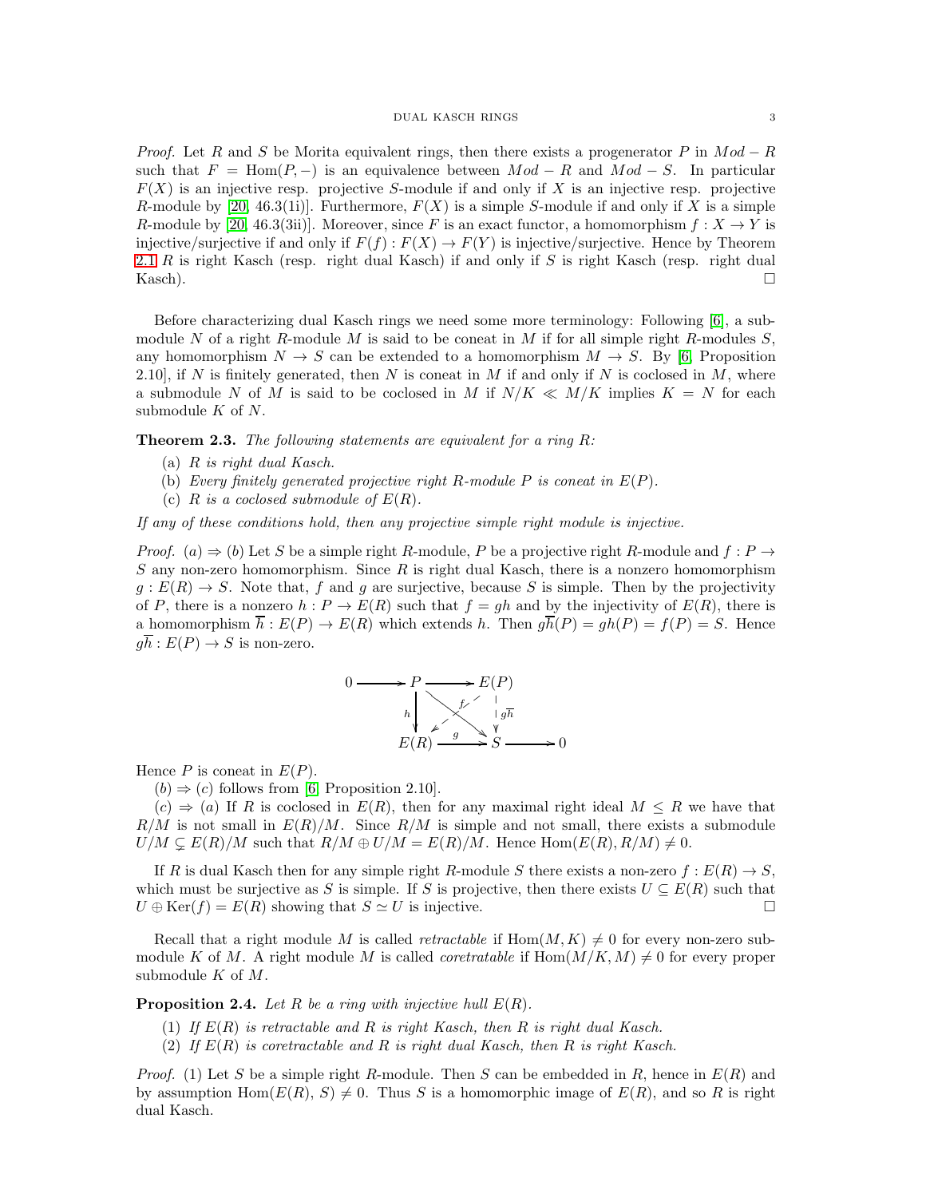*Proof.* Let $R$ and $S$ be Morita equivalent rings, then there exists a progenerator $P$ in $Mod-R$ such that $F = \operatorname{Hom}(P, -)$ is an equivalence between $Mod-R$ and $Mod-S$. In particular $F(X)$ is an injective resp. projective $S$-module if and only if $X$ is an injective resp. projective $R$-module by [20, 46.3(1i)]. Furthermore, $F(X)$ is a simple $S$-module if and only if $X$ is a simple $R$-module by [20, 46.3(3ii)]. Moreover, since $F$ is an exact functor, a homomorphism $f : X \to Y$ is injective/surjective if and only if $F(f) : F(X) \to F(Y)$ is injective/surjective. Hence by Theorem 2.1 $R$ is right Kasch (resp. right dual Kasch) if and only if $S$ is right Kasch (resp. right dual Kasch). $\square$

Before characterizing dual Kasch rings we need some more terminology: Following [6], a submodule $N$ of a right $R$-module $M$ is said to be coneat in $M$ if for all simple right $R$-modules $S$, any homomorphism $N \to S$ can be extended to a homomorphism $M \to S$. By [6, Proposition 2.10], if $N$ is finitely generated, then $N$ is coneat in $M$ if and only if $N$ is coclosed in $M$, where a submodule $N$ of $M$ is said to be coclosed in $M$ if $N/K \ll M/K$ implies $K = N$ for each submodule $K$ of $N$.

**Theorem 2.3.** *The following statements are equivalent for a ring $R$:*

- (a) *$R$ is right dual Kasch.*
- (b) *Every finitely generated projective right $R$-module $P$ is coneat in $E(P)$.*
- (c) *$R$ is a coclosed submodule of $E(R)$.*

*If any of these conditions hold, then any projective simple right module is injective.*

*Proof.* $(a) \Rightarrow (b)$ Let $S$ be a simple right $R$-module, $P$ be a projective right $R$-module and $f : P \to S$ any non-zero homomorphism. Since $R$ is right dual Kasch, there is a nonzero homomorphism $g : E(R) \to S$. Note that, $f$ and $g$ are surjective, because $S$ is simple. Then by the projectivity of $P$, there is a nonzero $h : P \to E(R)$ such that $f = gh$ and by the injectivity of $E(R)$, there is a homomorphism $\overline{h} : E(P) \to E(R)$ which extends $h$. Then $g\overline{h}(P) = gh(P) = f(P) = S$. Hence $g\overline{h} : E(P) \to S$ is non-zero.

$$
\begin{array}{ccccc}
0 \longrightarrow & P & \longrightarrow & E(P) & \\
 & h\downarrow & \searrow^{f} & \downarrow g\overline{h} & \\
 & E(R) & \xrightarrow{g} & S & \longrightarrow 0
\end{array}
$$

Hence $P$ is coneat in $E(P)$.

$(b) \Rightarrow (c)$ follows from [6, Proposition 2.10].

$(c) \Rightarrow (a)$ If $R$ is coclosed in $E(R)$, then for any maximal right ideal $M \leq R$ we have that $R/M$ is not small in $E(R)/M$. Since $R/M$ is simple and not small, there exists a submodule $U/M \subsetneq E(R)/M$ such that $R/M \oplus U/M = E(R)/M$. Hence $\operatorname{Hom}(E(R), R/M) \neq 0$.

If $R$ is dual Kasch then for any simple right $R$-module $S$ there exists a non-zero $f : E(R) \to S$, which must be surjective as $S$ is simple. If $S$ is projective, then there exists $U \subseteq E(R)$ such that $U \oplus \operatorname{Ker}(f) = E(R)$ showing that $S \simeq U$ is injective. $\square$

Recall that a right module $M$ is called *retractable* if $\operatorname{Hom}(M, K) \neq 0$ for every non-zero submodule $K$ of $M$. A right module $M$ is called *coretratable* if $\operatorname{Hom}(M/K, M) \neq 0$ for every proper submodule $K$ of $M$.

**Proposition 2.4.** *Let $R$ be a ring with injective hull $E(R)$.*

1. *If $E(R)$ is retractable and $R$ is right Kasch, then $R$ is right dual Kasch.*
2. *If $E(R)$ is coretractable and $R$ is right dual Kasch, then $R$ is right Kasch.*

*Proof.* (1) Let $S$ be a simple right $R$-module. Then $S$ can be embedded in $R$, hence in $E(R)$ and by assumption $\operatorname{Hom}(E(R), S) \neq 0$. Thus $S$ is a homomorphic image of $E(R)$, and so $R$ is right dual Kasch.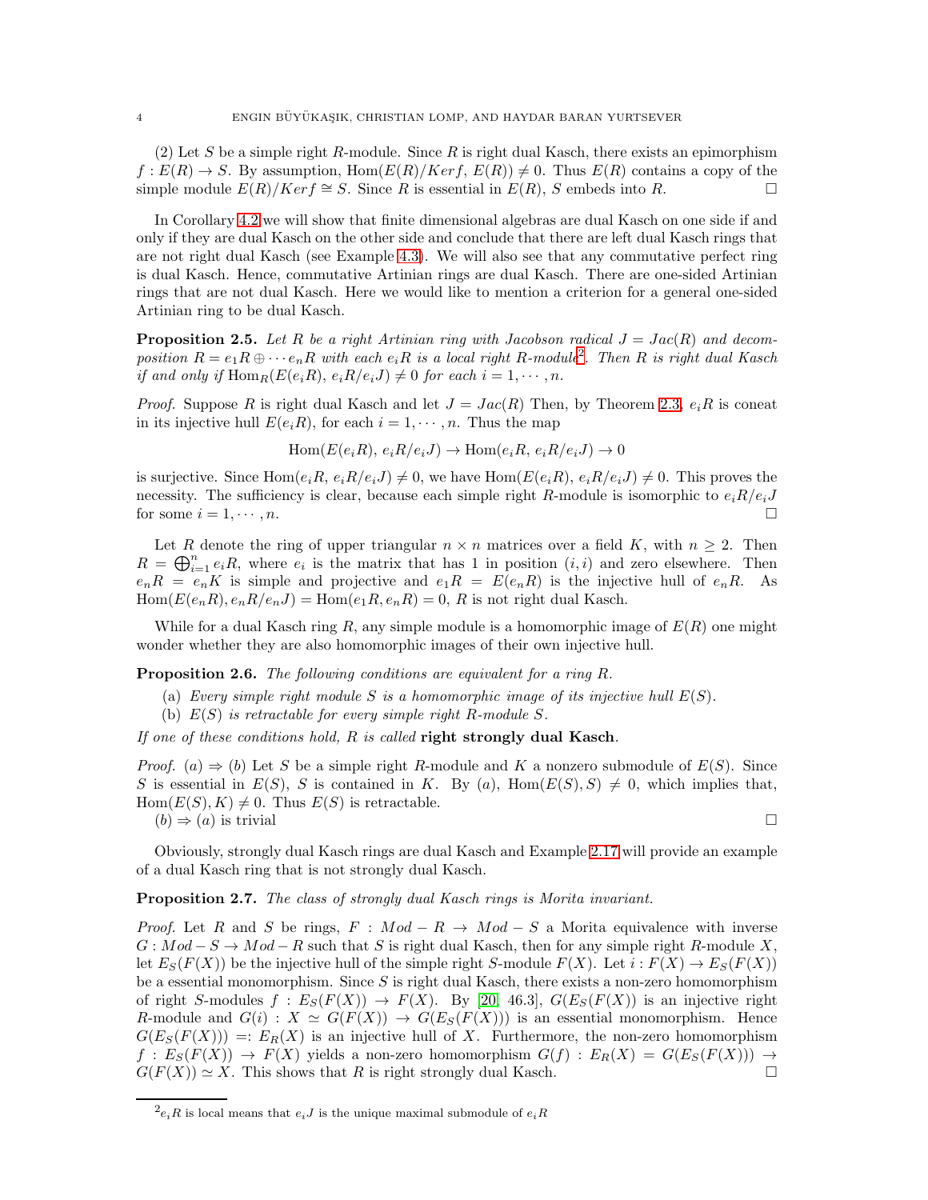(2) Let $S$ be a simple right $R$-module. Since $R$ is right dual Kasch, there exists an epimorphism $f : E(R) \to S$. By assumption, $\mathrm{Hom}(E(R)/Ker f, E(R)) \neq 0$. Thus $E(R)$ contains a copy of the simple module $E(R)/Ker f \cong S$. Since $R$ is essential in $E(R)$, $S$ embeds into $R$. □

In Corollary 4.2 we will show that finite dimensional algebras are dual Kasch on one side if and only if they are dual Kasch on the other side and conclude that there are left dual Kasch rings that are not right dual Kasch (see Example 4.3). We will also see that any commutative perfect ring is dual Kasch. Hence, commutative Artinian rings are dual Kasch. There are one-sided Artinian rings that are not dual Kasch. Here we would like to mention a criterion for a general one-sided Artinian ring to be dual Kasch.

**Proposition 2.5.** *Let $R$ be a right Artinian ring with Jacobson radical $J = Jac(R)$ and decomposition $R = e_1R \oplus \cdots e_nR$ with each $e_iR$ is a local right $R$-module*[2]. *Then $R$ is right dual Kasch if and only if $\mathrm{Hom}_R(E(e_iR), e_iR/e_iJ) \neq 0$ for each $i = 1, \cdots, n$.*

*Proof.* Suppose $R$ is right dual Kasch and let $J = Jac(R)$ Then, by Theorem 2.3, $e_iR$ is coneat in its injective hull $E(e_iR)$, for each $i = 1, \cdots, n$. Thus the map

$$\mathrm{Hom}(E(e_iR), e_iR/e_iJ) \to \mathrm{Hom}(e_iR, e_iR/e_iJ) \to 0$$

is surjective. Since $\mathrm{Hom}(e_iR, e_iR/e_iJ) \neq 0$, we have $\mathrm{Hom}(E(e_iR), e_iR/e_iJ) \neq 0$. This proves the necessity. The sufficiency is clear, because each simple right $R$-module is isomorphic to $e_iR/e_iJ$ for some $i = 1, \cdots, n$. □

Let $R$ denote the ring of upper triangular $n \times n$ matrices over a field $K$, with $n \geq 2$. Then $R = \bigoplus_{i=1}^{n} e_iR$, where $e_i$ is the matrix that has 1 in position $(i, i)$ and zero elsewhere. Then $e_nR = e_nK$ is simple and projective and $e_1R = E(e_nR)$ is the injective hull of $e_nR$. As $\mathrm{Hom}(E(e_nR), e_nR/e_nJ) = \mathrm{Hom}(e_1R, e_nR) = 0$, $R$ is not right dual Kasch.

While for a dual Kasch ring $R$, any simple module is a homomorphic image of $E(R)$ one might wonder whether they are also homomorphic images of their own injective hull.

**Proposition 2.6.** *The following conditions are equivalent for a ring $R$.*

(a) *Every simple right module $S$ is a homomorphic image of its injective hull $E(S)$.*
(b) *$E(S)$ is retractable for every simple right $R$-module $S$.*

*If one of these conditions hold, $R$ is called* **right strongly dual Kasch**.

*Proof.* $(a) \Rightarrow (b)$ Let $S$ be a simple right $R$-module and $K$ a nonzero submodule of $E(S)$. Since $S$ is essential in $E(S)$, $S$ is contained in $K$. By $(a)$, $\mathrm{Hom}(E(S), S) \neq 0$, which implies that, $\mathrm{Hom}(E(S), K) \neq 0$. Thus $E(S)$ is retractable.

$(b) \Rightarrow (a)$ is trivial □

Obviously, strongly dual Kasch rings are dual Kasch and Example 2.17 will provide an example of a dual Kasch ring that is not strongly dual Kasch.

**Proposition 2.7.** *The class of strongly dual Kasch rings is Morita invariant.*

*Proof.* Let $R$ and $S$ be rings, $F : Mod - R \to Mod - S$ a Morita equivalence with inverse $G : Mod - S \to Mod - R$ such that $S$ is right dual Kasch, then for any simple right $R$-module $X$, let $E_S(F(X))$ be the injective hull of the simple right $S$-module $F(X)$. Let $i : F(X) \to E_S(F(X))$ be a essential monomorphism. Since $S$ is right dual Kasch, there exists a non-zero homomorphism of right $S$-modules $f : E_S(F(X)) \to F(X)$. By [20, 46.3], $G(E_S(F(X))$ is an injective right $R$-module and $G(i) : X \simeq G(F(X)) \to G(E_S(F(X)))$ is an essential monomorphism. Hence $G(E_S(F(X))) =: E_R(X)$ is an injective hull of $X$. Furthermore, the non-zero homomorphism $f : E_S(F(X)) \to F(X)$ yields a non-zero homomorphism $G(f) : E_R(X) = G(E_S(F(X))) \to G(F(X)) \simeq X$. This shows that $R$ is right strongly dual Kasch. □

[2] $e_iR$ is local means that $e_iJ$ is the unique maximal submodule of $e_iR$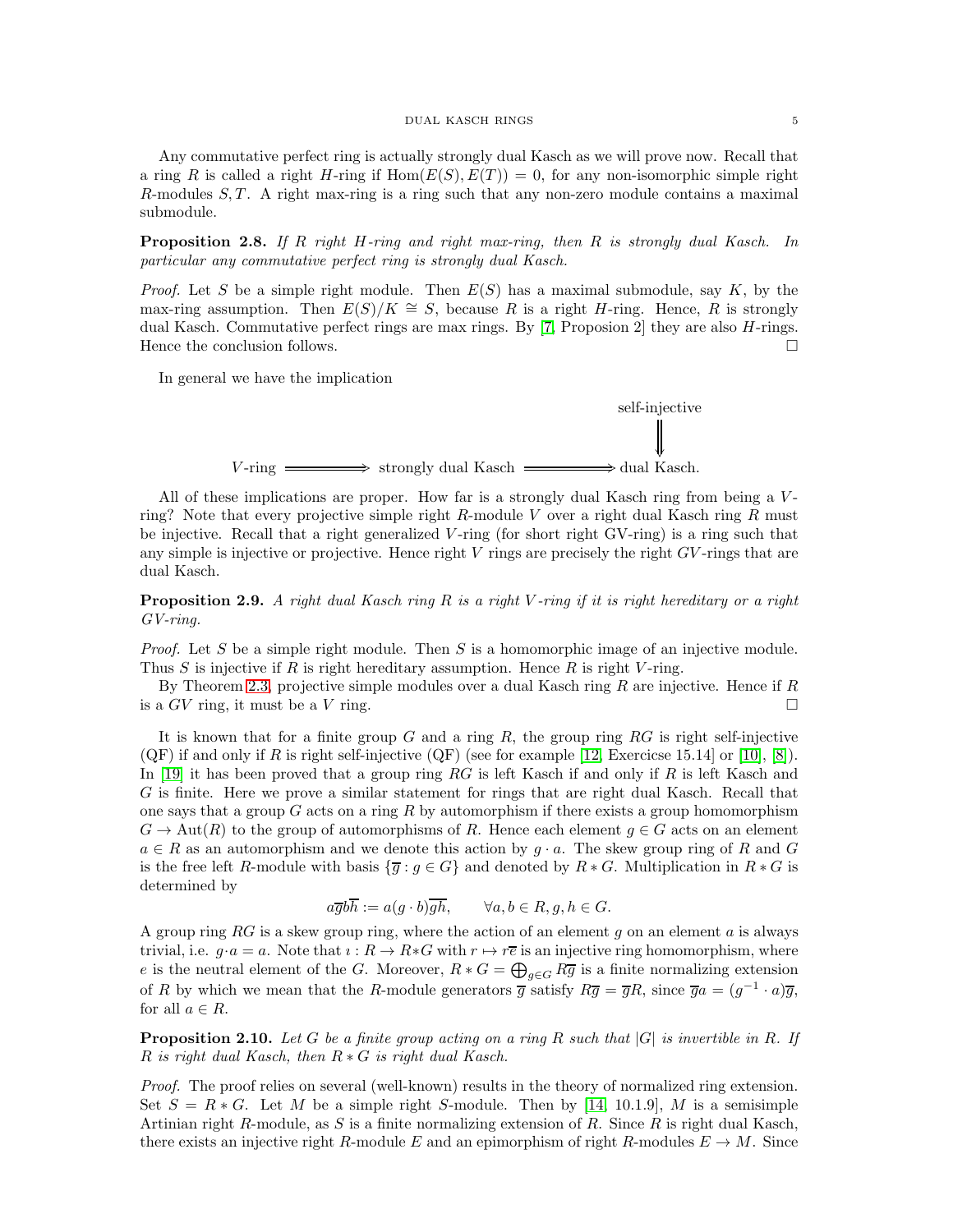Any commutative perfect ring is actually strongly dual Kasch as we will prove now. Recall that a ring $R$ is called a right $H$-ring if $\mathrm{Hom}(E(S), E(T)) = 0$, for any non-isomorphic simple right $R$-modules $S, T$. A right max-ring is a ring such that any non-zero module contains a maximal submodule.

**Proposition 2.8.** *If $R$ right $H$-ring and right max-ring, then $R$ is strongly dual Kasch. In particular any commutative perfect ring is strongly dual Kasch.*

*Proof.* Let $S$ be a simple right module. Then $E(S)$ has a maximal submodule, say $K$, by the max-ring assumption. Then $E(S)/K \cong S$, because $R$ is a right $H$-ring. Hence, $R$ is strongly dual Kasch. Commutative perfect rings are max rings. By [7, Proposion 2] they are also $H$-rings. Hence the conclusion follows. □

In general we have the implication

$$
\begin{array}{ccccc}
 & & & & \text{self-injective} \\
 & & & & \Downarrow \\
V\text{-ring} & \Longrightarrow & \text{strongly dual Kasch} & \Longrightarrow & \text{dual Kasch.}
\end{array}
$$

All of these implications are proper. How far is a strongly dual Kasch ring from being a $V$-ring? Note that every projective simple right $R$-module $V$ over a right dual Kasch ring $R$ must be injective. Recall that a right generalized $V$-ring (for short right GV-ring) is a ring such that any simple is injective or projective. Hence right $V$ rings are precisely the right $GV$-rings that are dual Kasch.

**Proposition 2.9.** *A right dual Kasch ring $R$ is a right $V$-ring if it is right hereditary or a right GV-ring.*

*Proof.* Let $S$ be a simple right module. Then $S$ is a homomorphic image of an injective module. Thus $S$ is injective if $R$ is right hereditary assumption. Hence $R$ is right $V$-ring.

By Theorem 2.3, projective simple modules over a dual Kasch ring $R$ are injective. Hence if $R$ is a $GV$ ring, it must be a $V$ ring. □

It is known that for a finite group $G$ and a ring $R$, the group ring $RG$ is right self-injective (QF) if and only if $R$ is right self-injective (QF) (see for example [12, Exercicse 15.14] or [10], [8]). In [19] it has been proved that a group ring $RG$ is left Kasch if and only if $R$ is left Kasch and $G$ is finite. Here we prove a similar statement for rings that are right dual Kasch. Recall that one says that a group $G$ acts on a ring $R$ by automorphism if there exists a group homomorphism $G \to \mathrm{Aut}(R)$ to the group of automorphisms of $R$. Hence each element $g \in G$ acts on an element $a \in R$ as an automorphism and we denote this action by $g \cdot a$. The skew group ring of $R$ and $G$ is the free left $R$-module with basis $\{\overline{g} : g \in G\}$ and denoted by $R * G$. Multiplication in $R * G$ is determined by

$$a\overline{g}b\overline{h} := a(g \cdot b)\overline{gh}, \qquad \forall a, b \in R, g, h \in G.$$

A group ring $RG$ is a skew group ring, where the action of an element $g$ on an element $a$ is always trivial, i.e. $g \cdot a = a$. Note that $\imath : R \to R*G$ with $r \mapsto r\overline{e}$ is an injective ring homomorphism, where $e$ is the neutral element of the $G$. Moreover, $R * G = \bigoplus_{g \in G} R\overline{g}$ is a finite normalizing extension of $R$ by which we mean that the $R$-module generators $\overline{g}$ satisfy $R\overline{g} = \overline{g}R$, since $\overline{g}a = (g^{-1} \cdot a)\overline{g}$, for all $a \in R$.

**Proposition 2.10.** *Let $G$ be a finite group acting on a ring $R$ such that $|G|$ is invertible in $R$. If $R$ is right dual Kasch, then $R * G$ is right dual Kasch.*

*Proof.* The proof relies on several (well-known) results in the theory of normalized ring extension. Set $S = R * G$. Let $M$ be a simple right $S$-module. Then by [14, 10.1.9], $M$ is a semisimple Artinian right $R$-module, as $S$ is a finite normalizing extension of $R$. Since $R$ is right dual Kasch, there exists an injective right $R$-module $E$ and an epimorphism of right $R$-modules $E \to M$. Since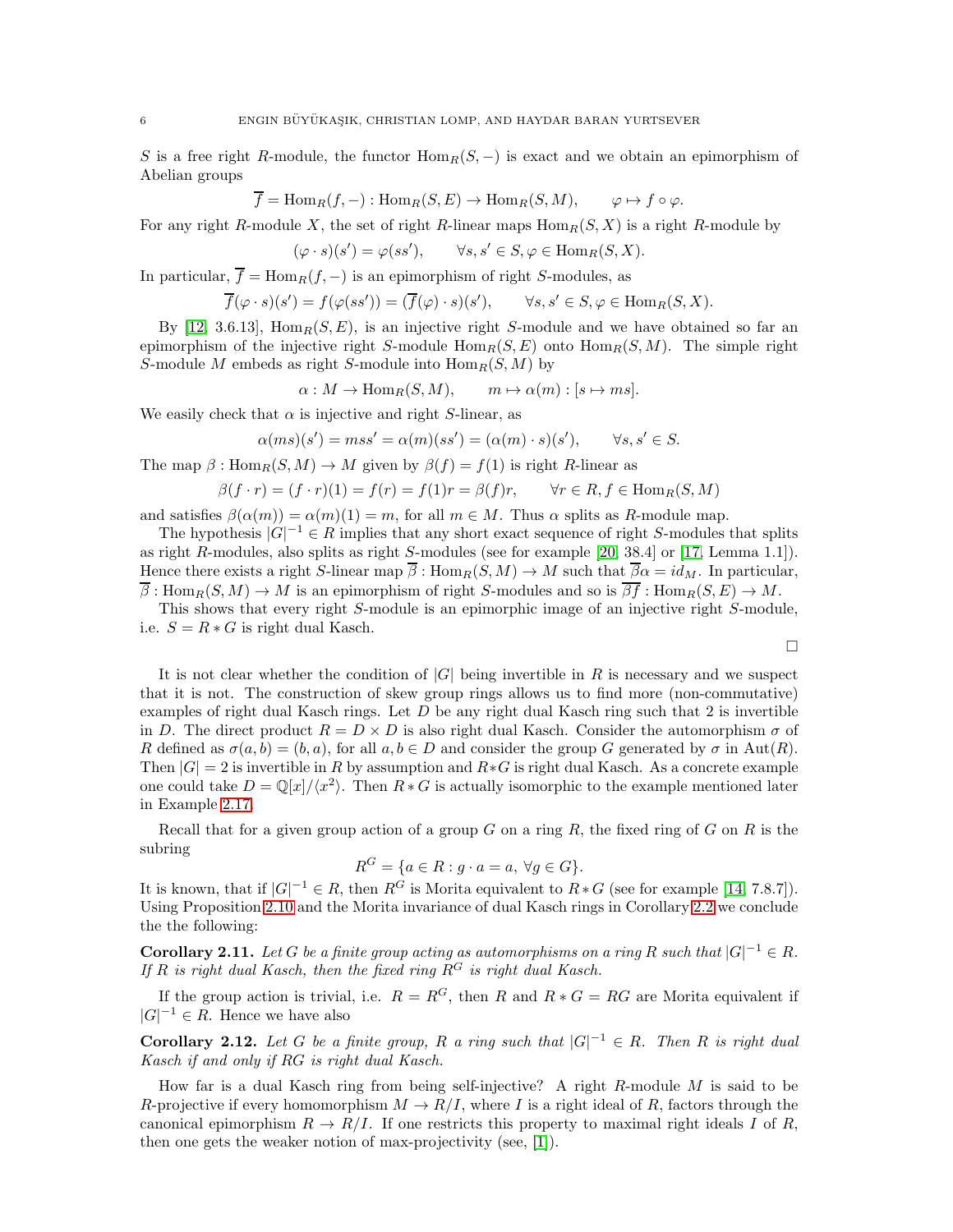$S$ is a free right $R$-module, the functor $\mathrm{Hom}_R(S,-)$ is exact and we obtain an epimorphism of Abelian groups

$$\overline{f} = \mathrm{Hom}_R(f,-) : \mathrm{Hom}_R(S,E) \to \mathrm{Hom}_R(S,M), \qquad \varphi \mapsto f \circ \varphi.$$

For any right $R$-module $X$, the set of right $R$-linear maps $\mathrm{Hom}_R(S,X)$ is a right $R$-module by

$$(\varphi \cdot s)(s') = \varphi(ss'), \qquad \forall s, s' \in S, \varphi \in \mathrm{Hom}_R(S,X).$$

In particular, $\overline{f} = \mathrm{Hom}_R(f,-)$ is an epimorphism of right $S$-modules, as

$$\overline{f}(\varphi \cdot s)(s') = f(\varphi(ss')) = (\overline{f}(\varphi) \cdot s)(s'), \qquad \forall s, s' \in S, \varphi \in \mathrm{Hom}_R(S,X).$$

By [12, 3.6.13], $\mathrm{Hom}_R(S,E)$, is an injective right $S$-module and we have obtained so far an epimorphism of the injective right $S$-module $\mathrm{Hom}_R(S,E)$ onto $\mathrm{Hom}_R(S,M)$. The simple right $S$-module $M$ embeds as right $S$-module into $\mathrm{Hom}_R(S,M)$ by

$$\alpha : M \to \mathrm{Hom}_R(S,M), \qquad m \mapsto \alpha(m) : [s \mapsto ms].$$

We easily check that $\alpha$ is injective and right $S$-linear, as

$$\alpha(ms)(s') = mss' = \alpha(m)(ss') = (\alpha(m) \cdot s)(s'), \qquad \forall s, s' \in S.$$

The map $\beta : \mathrm{Hom}_R(S,M) \to M$ given by $\beta(f) = f(1)$ is right $R$-linear as

$$\beta(f \cdot r) = (f \cdot r)(1) = f(r) = f(1)r = \beta(f)r, \qquad \forall r \in R, f \in \mathrm{Hom}_R(S,M)$$

and satisfies $\beta(\alpha(m)) = \alpha(m)(1) = m$, for all $m \in M$. Thus $\alpha$ splits as $R$-module map.

The hypothesis $|G|^{-1} \in R$ implies that any short exact sequence of right $S$-modules that splits as right $R$-modules, also splits as right $S$-modules (see for example [20, 38.4] or [17, Lemma 1.1]). Hence there exists a right $S$-linear map $\overline{\beta} : \mathrm{Hom}_R(S,M) \to M$ such that $\overline{\beta}\alpha = id_M$. In particular, $\overline{\beta} : \mathrm{Hom}_R(S,M) \to M$ is an epimorphism of right $S$-modules and so is $\overline{\beta}\overline{f} : \mathrm{Hom}_R(S,E) \to M$.

This shows that every right $S$-module is an epimorphic image of an injective right $S$-module, i.e. $S = R * G$ is right dual Kasch.

□

It is not clear whether the condition of $|G|$ being invertible in $R$ is necessary and we suspect that it is not. The construction of skew group rings allows us to find more (non-commutative) examples of right dual Kasch rings. Let $D$ be any right dual Kasch ring such that 2 is invertible in $D$. The direct product $R = D \times D$ is also right dual Kasch. Consider the automorphism $\sigma$ of $R$ defined as $\sigma(a,b) = (b,a)$, for all $a, b \in D$ and consider the group $G$ generated by $\sigma$ in $\mathrm{Aut}(R)$. Then $|G| = 2$ is invertible in $R$ by assumption and $R*G$ is right dual Kasch. As a concrete example one could take $D = \mathbb{Q}[x]/\langle x^2 \rangle$. Then $R * G$ is actually isomorphic to the example mentioned later in Example 2.17.

Recall that for a given group action of a group $G$ on a ring $R$, the fixed ring of $G$ on $R$ is the subring

$$R^G = \{a \in R : g \cdot a = a, \ \forall g \in G\}.$$

It is known, that if $|G|^{-1} \in R$, then $R^G$ is Morita equivalent to $R * G$ (see for example [14, 7.8.7]). Using Proposition 2.10 and the Morita invariance of dual Kasch rings in Corollary 2.2 we conclude the the following:

**Corollary 2.11.** *Let $G$ be a finite group acting as automorphisms on a ring $R$ such that $|G|^{-1} \in R$. If $R$ is right dual Kasch, then the fixed ring $R^G$ is right dual Kasch.*

If the group action is trivial, i.e. $R = R^G$, then $R$ and $R * G = RG$ are Morita equivalent if $|G|^{-1} \in R$. Hence we have also

**Corollary 2.12.** *Let $G$ be a finite group, $R$ a ring such that $|G|^{-1} \in R$. Then $R$ is right dual Kasch if and only if $RG$ is right dual Kasch.*

How far is a dual Kasch ring from being self-injective? A right $R$-module $M$ is said to be $R$-projective if every homomorphism $M \to R/I$, where $I$ is a right ideal of $R$, factors through the canonical epimorphism $R \to R/I$. If one restricts this property to maximal right ideals $I$ of $R$, then one gets the weaker notion of max-projectivity (see, [1]).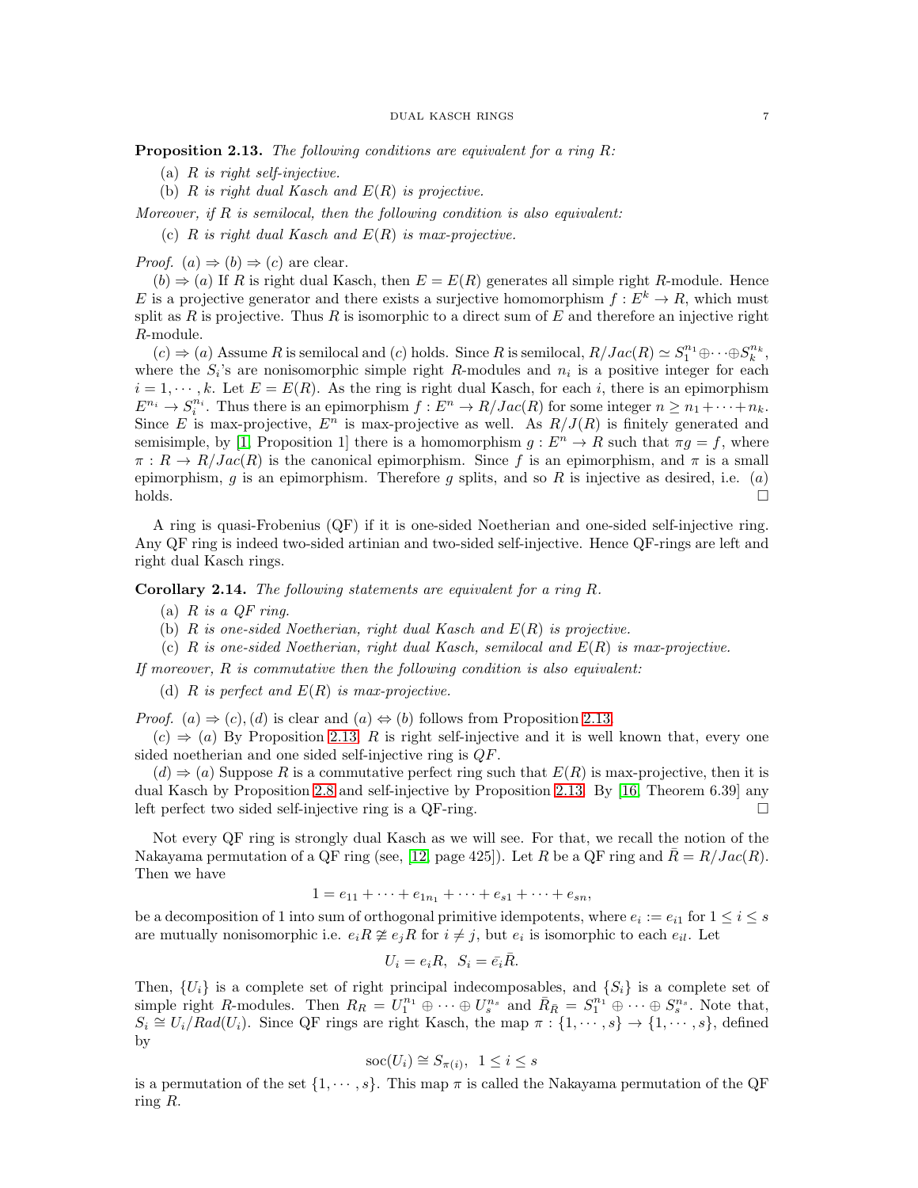**Proposition 2.13.** *The following conditions are equivalent for a ring $R$:*

(a) *$R$ is right self-injective.*

(b) *$R$ is right dual Kasch and $E(R)$ is projective.*

*Moreover, if $R$ is semilocal, then the following condition is also equivalent:*

(c) *$R$ is right dual Kasch and $E(R)$ is max-projective.*

*Proof.* $(a) \Rightarrow (b) \Rightarrow (c)$ are clear.

$(b) \Rightarrow (a)$ If $R$ is right dual Kasch, then $E = E(R)$ generates all simple right $R$-module. Hence $E$ is a projective generator and there exists a surjective homomorphism $f : E^k \to R$, which must split as $R$ is projective. Thus $R$ is isomorphic to a direct sum of $E$ and therefore an injective right $R$-module.

$(c) \Rightarrow (a)$ Assume $R$ is semilocal and $(c)$ holds. Since $R$ is semilocal, $R/Jac(R) \simeq S_1^{n_1} \oplus \cdots \oplus S_k^{n_k}$, where the $S_i$'s are nonisomorphic simple right $R$-modules and $n_i$ is a positive integer for each $i = 1, \cdots, k$. Let $E = E(R)$. As the ring is right dual Kasch, for each $i$, there is an epimorphism $E^{n_i} \to S_i^{n_i}$. Thus there is an epimorphism $f : E^n \to R/Jac(R)$ for some integer $n \geq n_1 + \cdots + n_k$. Since $E$ is max-projective, $E^n$ is max-projective as well. As $R/J(R)$ is finitely generated and semisimple, by [1, Proposition 1] there is a homomorphism $g : E^n \to R$ such that $\pi g = f$, where $\pi : R \to R/Jac(R)$ is the canonical epimorphism. Since $f$ is an epimorphism, and $\pi$ is a small epimorphism, $g$ is an epimorphism. Therefore $g$ splits, and so $R$ is injective as desired, i.e. $(a)$ holds. □

A ring is quasi-Frobenius (QF) if it is one-sided Noetherian and one-sided self-injective ring. Any QF ring is indeed two-sided artinian and two-sided self-injective. Hence QF-rings are left and right dual Kasch rings.

**Corollary 2.14.** *The following statements are equivalent for a ring $R$.*

(a) *$R$ is a QF ring.*

(b) *$R$ is one-sided Noetherian, right dual Kasch and $E(R)$ is projective.*

(c) *$R$ is one-sided Noetherian, right dual Kasch, semilocal and $E(R)$ is max-projective.*

*If moreover, $R$ is commutative then the following condition is also equivalent:*

(d) *$R$ is perfect and $E(R)$ is max-projective.*

*Proof.* $(a) \Rightarrow (c), (d)$ is clear and $(a) \Leftrightarrow (b)$ follows from Proposition 2.13.

$(c) \Rightarrow (a)$ By Proposition 2.13, $R$ is right self-injective and it is well known that, every one sided noetherian and one sided self-injective ring is $QF$.

$(d) \Rightarrow (a)$ Suppose $R$ is a commutative perfect ring such that $E(R)$ is max-projective, then it is dual Kasch by Proposition 2.8 and self-injective by Proposition 2.13. By [16, Theorem 6.39] any left perfect two sided self-injective ring is a QF-ring. □

Not every QF ring is strongly dual Kasch as we will see. For that, we recall the notion of the Nakayama permutation of a QF ring (see, [12, page 425]). Let $R$ be a QF ring and $\bar{R} = R/Jac(R)$. Then we have

$$1 = e_{11} + \cdots + e_{1n_1} + \cdots + e_{s1} + \cdots + e_{sn},$$

be a decomposition of 1 into sum of orthogonal primitive idempotents, where $e_i := e_{i1}$ for $1 \leq i \leq s$ are mutually nonisomorphic i.e. $e_iR \ncong e_jR$ for $i \neq j$, but $e_i$ is isomorphic to each $e_{il}$. Let

$$U_i = e_iR, \;\; S_i = \bar{e_i}\bar{R}.$$

Then, $\{U_i\}$ is a complete set of right principal indecomposables, and $\{S_i\}$ is a complete set of simple right $R$-modules. Then $R_R = U_1^{n_1} \oplus \cdots \oplus U_s^{n_s}$ and $\bar{R}_{\bar{R}} = S_1^{n_1} \oplus \cdots \oplus S_s^{n_s}$. Note that, $S_i \cong U_i/Rad(U_i)$. Since QF rings are right Kasch, the map $\pi : \{1, \cdots, s\} \to \{1, \cdots, s\}$, defined by

$$\operatorname{soc}(U_i) \cong S_{\pi(i)}, \;\; 1 \leq i \leq s$$

is a permutation of the set $\{1, \cdots, s\}$. This map $\pi$ is called the Nakayama permutation of the QF ring $R$.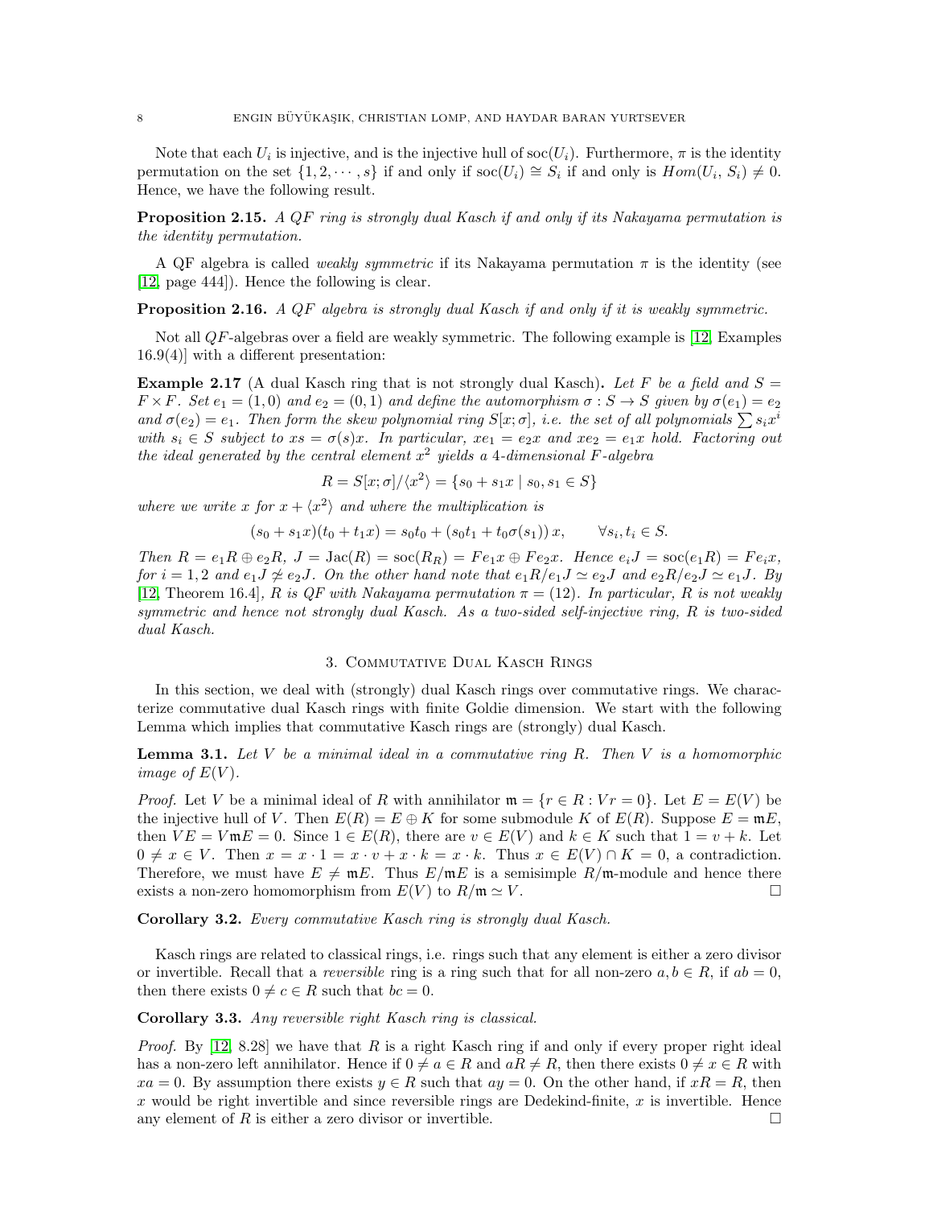Note that each $U_i$ is injective, and is the injective hull of $\operatorname{soc}(U_i)$. Furthermore, $\pi$ is the identity permutation on the set $\{1, 2, \cdots, s\}$ if and only if $\operatorname{soc}(U_i) \cong S_i$ if and only is $Hom(U_i, S_i) \neq 0$. Hence, we have the following result.

**Proposition 2.15.** *A QF ring is strongly dual Kasch if and only if its Nakayama permutation is the identity permutation.*

A QF algebra is called *weakly symmetric* if its Nakayama permutation $\pi$ is the identity (see [12, page 444]). Hence the following is clear.

**Proposition 2.16.** *A QF algebra is strongly dual Kasch if and only if it is weakly symmetric.*

Not all $QF$-algebras over a field are weakly symmetric. The following example is [12, Examples 16.9(4)] with a different presentation:

**Example 2.17** (A dual Kasch ring that is not strongly dual Kasch)**.** *Let $F$ be a field and $S = F \times F$. Set $e_1 = (1, 0)$ and $e_2 = (0, 1)$ and define the automorphism $\sigma : S \to S$ given by $\sigma(e_1) = e_2$ and $\sigma(e_2) = e_1$. Then form the skew polynomial ring $S[x; \sigma]$, i.e. the set of all polynomials $\sum s_i x^i$ with $s_i \in S$ subject to $xs = \sigma(s)x$. In particular, $xe_1 = e_2x$ and $xe_2 = e_1x$ hold. Factoring out the ideal generated by the central element $x^2$ yields a 4-dimensional $F$-algebra*

$$R = S[x; \sigma]/\langle x^2 \rangle = \{s_0 + s_1 x \mid s_0, s_1 \in S\}$$

*where we write $x$ for $x + \langle x^2 \rangle$ and where the multiplication is*

$$(s_0 + s_1 x)(t_0 + t_1 x) = s_0 t_0 + (s_0 t_1 + t_0 \sigma(s_1))\, x, \qquad \forall s_i, t_i \in S.$$

*Then $R = e_1 R \oplus e_2 R$, $J = \operatorname{Jac}(R) = \operatorname{soc}(R_R) = Fe_1 x \oplus Fe_2 x$. Hence $e_i J = \operatorname{soc}(e_1 R) = Fe_i x$, for $i = 1, 2$ and $e_1 J \not\simeq e_2 J$. On the other hand note that $e_1 R/e_1 J \simeq e_2 J$ and $e_2 R/e_2 J \simeq e_1 J$. By [12, Theorem 16.4], $R$ is $QF$ with Nakayama permutation $\pi = (12)$. In particular, $R$ is not weakly symmetric and hence not strongly dual Kasch. As a two-sided self-injective ring, $R$ is two-sided dual Kasch.*

## 3. Commutative Dual Kasch Rings

In this section, we deal with (strongly) dual Kasch rings over commutative rings. We characterize commutative dual Kasch rings with finite Goldie dimension. We start with the following Lemma which implies that commutative Kasch rings are (strongly) dual Kasch.

**Lemma 3.1.** *Let $V$ be a minimal ideal in a commutative ring $R$. Then $V$ is a homomorphic image of $E(V)$.*

*Proof.* Let $V$ be a minimal ideal of $R$ with annihilator $\mathfrak{m} = \{r \in R : Vr = 0\}$. Let $E = E(V)$ be the injective hull of $V$. Then $E(R) = E \oplus K$ for some submodule $K$ of $E(R)$. Suppose $E = \mathfrak{m}E$, then $VE = V\mathfrak{m}E = 0$. Since $1 \in E(R)$, there are $v \in E(V)$ and $k \in K$ such that $1 = v + k$. Let $0 \neq x \in V$. Then $x = x \cdot 1 = x \cdot v + x \cdot k = x \cdot k$. Thus $x \in E(V) \cap K = 0$, a contradiction. Therefore, we must have $E \neq \mathfrak{m}E$. Thus $E/\mathfrak{m}E$ is a semisimple $R/\mathfrak{m}$-module and hence there exists a non-zero homomorphism from $E(V)$ to $R/\mathfrak{m} \simeq V$. $\square$

**Corollary 3.2.** *Every commutative Kasch ring is strongly dual Kasch.*

Kasch rings are related to classical rings, i.e. rings such that any element is either a zero divisor or invertible. Recall that a *reversible* ring is a ring such that for all non-zero $a, b \in R$, if $ab = 0$, then there exists $0 \neq c \in R$ such that $bc = 0$.

**Corollary 3.3.** *Any reversible right Kasch ring is classical.*

*Proof.* By [12, 8.28] we have that $R$ is a right Kasch ring if and only if every proper right ideal has a non-zero left annihilator. Hence if $0 \neq a \in R$ and $aR \neq R$, then there exists $0 \neq x \in R$ with $xa = 0$. By assumption there exists $y \in R$ such that $ay = 0$. On the other hand, if $xR = R$, then $x$ would be right invertible and since reversible rings are Dedekind-finite, $x$ is invertible. Hence any element of $R$ is either a zero divisor or invertible. $\square$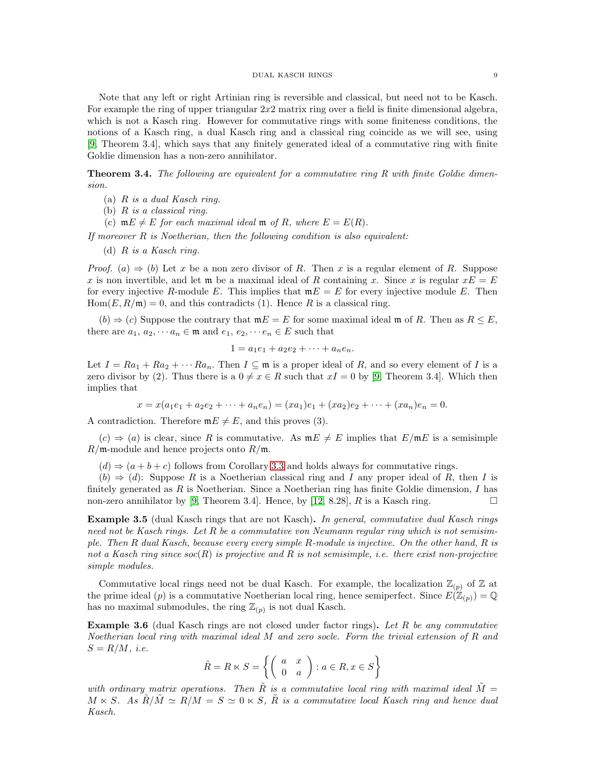Note that any left or right Artinian ring is reversible and classical, but need not to be Kasch. For example the ring of upper triangular $2x2$ matrix ring over a field is finite dimensional algebra, which is not a Kasch ring. However for commutative rings with some finiteness conditions, the notions of a Kasch ring, a dual Kasch ring and a classical ring coincide as we will see, using [9, Theorem 3.4], which says that any finitely generated ideal of a commutative ring with finite Goldie dimension has a non-zero annihilator.

**Theorem 3.4.** *The following are equivalent for a commutative ring $R$ with finite Goldie dimension.*

- (a) *$R$ is a dual Kasch ring.*
- (b) *$R$ is a classical ring.*
- (c) *$\mathfrak{m}E \neq E$ for each maximal ideal $\mathfrak{m}$ of $R$, where $E = E(R)$.*

*If moreover $R$ is Noetherian, then the following condition is also equivalent:*

- (d) *$R$ is a Kasch ring.*

*Proof.* $(a) \Rightarrow (b)$ Let $x$ be a non zero divisor of $R$. Then $x$ is a regular element of $R$. Suppose $x$ is non invertible, and let $\mathfrak{m}$ be a maximal ideal of $R$ containing $x$. Since $x$ is regular $xE = E$ for every injective $R$-module $E$. This implies that $\mathfrak{m}E = E$ for every injective module $E$. Then $\mathrm{Hom}(E, R/\mathfrak{m}) = 0$, and this contradicts (1). Hence $R$ is a classical ring.

$(b) \Rightarrow (c)$ Suppose the contrary that $\mathfrak{m}E = E$ for some maximal ideal $\mathfrak{m}$ of $R$. Then as $R \leq E$, there are $a_1, a_2, \cdots a_n \in \mathfrak{m}$ and $e_1, e_2, \cdots e_n \in E$ such that

$$1 = a_1e_1 + a_2e_2 + \cdots + a_ne_n.$$

Let $I = Ra_1 + Ra_2 + \cdots Ra_n$. Then $I \subseteq \mathfrak{m}$ is a proper ideal of $R$, and so every element of $I$ is a zero divisor by (2). Thus there is a $0 \neq x \in R$ such that $xI = 0$ by [9, Theorem 3.4]. Which then implies that

$$x = x(a_1e_1 + a_2e_2 + \cdots + a_ne_n) = (xa_1)e_1 + (xa_2)e_2 + \cdots + (xa_n)e_n = 0.$$

A contradiction. Therefore $\mathfrak{m}E \neq E$, and this proves (3).

$(c) \Rightarrow (a)$ is clear, since $R$ is commutative. As $\mathfrak{m}E \neq E$ implies that $E/\mathfrak{m}E$ is a semisimple $R/\mathfrak{m}$-module and hence projects onto $R/\mathfrak{m}$.

$(d) \Rightarrow (a+b+c)$ follows from Corollary 3.3 and holds always for commutative rings.

$(b) \Rightarrow (d)$: Suppose $R$ is a Noetherian classical ring and $I$ any proper ideal of $R$, then $I$ is finitely generated as $R$ is Noetherian. Since a Noetherian ring has finite Goldie dimension, $I$ has non-zero annihilator by [9, Theorem 3.4]. Hence, by [12, 8.28], $R$ is a Kasch ring. □

**Example 3.5** (dual Kasch rings that are not Kasch)**.** *In general, commutative dual Kasch rings need not be Kasch rings. Let $R$ be a commutative von Neumann regular ring which is not semisimple. Then $R$ dual Kasch, because every every simple $R$-module is injective. On the other hand, $R$ is not a Kasch ring since $soc(R)$ is projective and $R$ is not semisimple, i.e. there exist non-projective simple modules.*

Commutative local rings need not be dual Kasch. For example, the localization $\mathbb{Z}_{(p)}$ of $\mathbb{Z}$ at the prime ideal $(p)$ is a commutative Noetherian local ring, hence semiperfect. Since $E(\mathbb{Z}_{(p)}) = \mathbb{Q}$ has no maximal submodules, the ring $\mathbb{Z}_{(p)}$ is not dual Kasch.

**Example 3.6** (dual Kasch rings are not closed under factor rings)**.** *Let $R$ be any commutative Noetherian local ring with maximal ideal $M$ and zero socle. Form the trivial extension of $R$ and $S = R/M$, i.e.*

$$\tilde{R} = R \ltimes S = \left\{ \begin{pmatrix} a & x \\ 0 & a \end{pmatrix} : a \in R, x \in S \right\}$$

*with ordinary matrix operations. Then $\tilde{R}$ is a commutative local ring with maximal ideal $\tilde{M} = M \ltimes S$. As $\tilde{R}/\tilde{M} \simeq R/M = S \simeq 0 \ltimes S$, $\tilde{R}$ is a commutative local Kasch ring and hence dual Kasch.*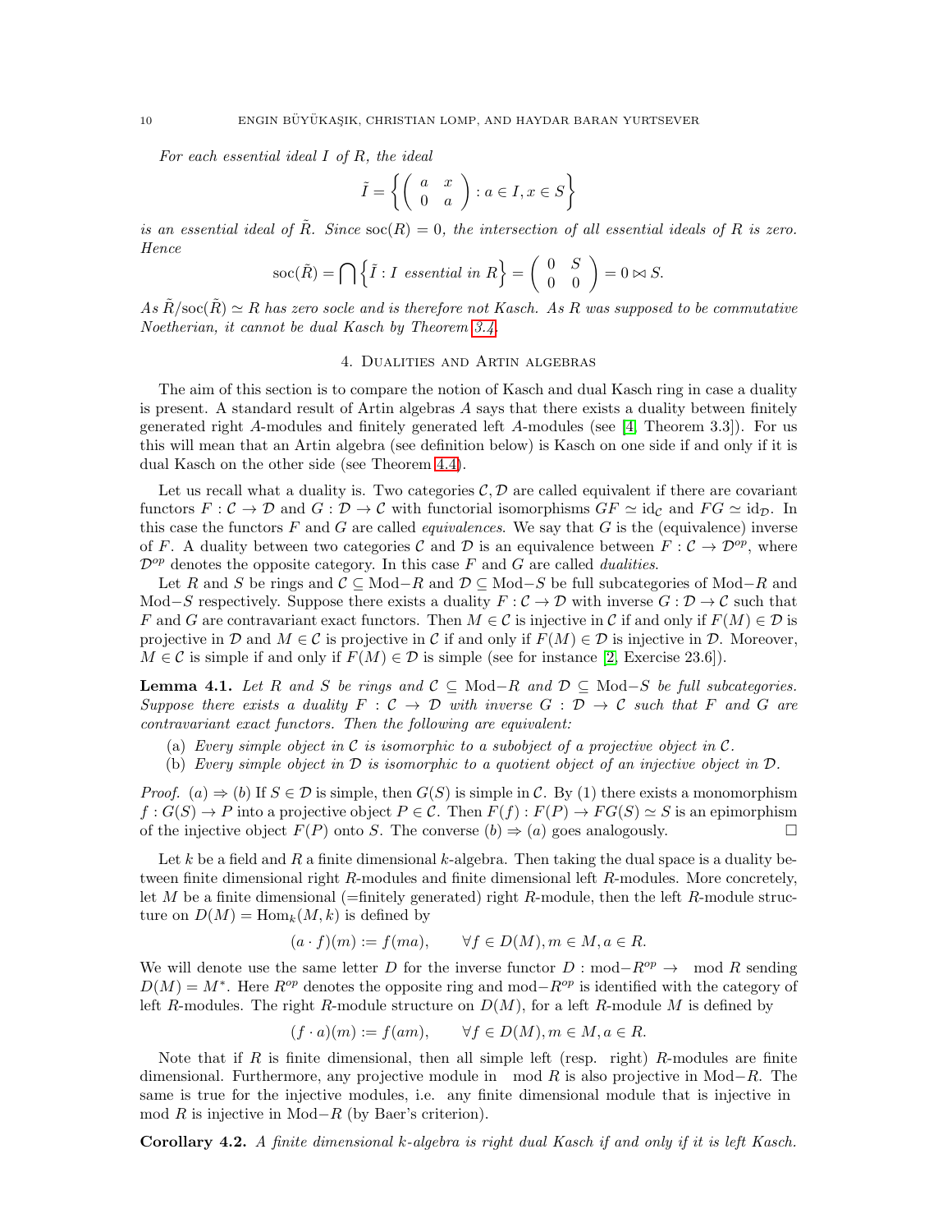*For each essential ideal $I$ of $R$, the ideal*

$$\tilde{I} = \left\{ \begin{pmatrix} a & x \\ 0 & a \end{pmatrix} : a \in I, x \in S \right\}$$

*is an essential ideal of $\tilde{R}$. Since $\mathrm{soc}(R) = 0$, the intersection of all essential ideals of $R$ is zero. Hence*

$$\mathrm{soc}(\tilde{R}) = \bigcap \left\{ \tilde{I} : I \text{ essential in } R \right\} = \begin{pmatrix} 0 & S \\ 0 & 0 \end{pmatrix} = 0 \bowtie S.$$

*As $\tilde{R}/\mathrm{soc}(\tilde{R}) \simeq R$ has zero socle and is therefore not Kasch. As $R$ was supposed to be commutative Noetherian, it cannot be dual Kasch by Theorem 3.4.*

## 4. Dualities and Artin algebras

The aim of this section is to compare the notion of Kasch and dual Kasch ring in case a duality is present. A standard result of Artin algebras $A$ says that there exists a duality between finitely generated right $A$-modules and finitely generated left $A$-modules (see [4, Theorem 3.3]). For us this will mean that an Artin algebra (see definition below) is Kasch on one side if and only if it is dual Kasch on the other side (see Theorem 4.4).

Let us recall what a duality is. Two categories $\mathcal{C}, \mathcal{D}$ are called equivalent if there are covariant functors $F : \mathcal{C} \to \mathcal{D}$ and $G : \mathcal{D} \to \mathcal{C}$ with functorial isomorphisms $GF \simeq \mathrm{id}_{\mathcal{C}}$ and $FG \simeq \mathrm{id}_{\mathcal{D}}$. In this case the functors $F$ and $G$ are called *equivalences*. We say that $G$ is the (equivalence) inverse of $F$. A duality between two categories $\mathcal{C}$ and $\mathcal{D}$ is an equivalence between $F : \mathcal{C} \to \mathcal{D}^{op}$, where $\mathcal{D}^{op}$ denotes the opposite category. In this case $F$ and $G$ are called *dualities*.

Let $R$ and $S$ be rings and $\mathcal{C} \subseteq \mathrm{Mod}{-}R$ and $\mathcal{D} \subseteq \mathrm{Mod}{-}S$ be full subcategories of $\mathrm{Mod}{-}R$ and $\mathrm{Mod}{-}S$ respectively. Suppose there exists a duality $F : \mathcal{C} \to \mathcal{D}$ with inverse $G : \mathcal{D} \to \mathcal{C}$ such that $F$ and $G$ are contravariant exact functors. Then $M \in \mathcal{C}$ is injective in $\mathcal{C}$ if and only if $F(M) \in \mathcal{D}$ is projective in $\mathcal{D}$ and $M \in \mathcal{C}$ is projective in $\mathcal{C}$ if and only if $F(M) \in \mathcal{D}$ is injective in $\mathcal{D}$. Moreover, $M \in \mathcal{C}$ is simple if and only if $F(M) \in \mathcal{D}$ is simple (see for instance [2, Exercise 23.6]).

**Lemma 4.1.** *Let $R$ and $S$ be rings and $\mathcal{C} \subseteq \mathrm{Mod}{-}R$ and $\mathcal{D} \subseteq \mathrm{Mod}{-}S$ be full subcategories. Suppose there exists a duality $F : \mathcal{C} \to \mathcal{D}$ with inverse $G : \mathcal{D} \to \mathcal{C}$ such that $F$ and $G$ are contravariant exact functors. Then the following are equivalent:*

- (a) *Every simple object in $\mathcal{C}$ is isomorphic to a subobject of a projective object in $\mathcal{C}$.*
- (b) *Every simple object in $\mathcal{D}$ is isomorphic to a quotient object of an injective object in $\mathcal{D}$.*

*Proof.* $(a) \Rightarrow (b)$ If $S \in \mathcal{D}$ is simple, then $G(S)$ is simple in $\mathcal{C}$. By (1) there exists a monomorphism $f : G(S) \to P$ into a projective object $P \in \mathcal{C}$. Then $F(f) : F(P) \to FG(S) \simeq S$ is an epimorphism of the injective object $F(P)$ onto $S$. The converse $(b) \Rightarrow (a)$ goes analogously. □

Let $k$ be a field and $R$ a finite dimensional $k$-algebra. Then taking the dual space is a duality between finite dimensional right $R$-modules and finite dimensional left $R$-modules. More concretely, let $M$ be a finite dimensional (=finitely generated) right $R$-module, then the left $R$-module structure on $D(M) = \mathrm{Hom}_k(M, k)$ is defined by

$$(a \cdot f)(m) := f(ma), \qquad \forall f \in D(M), m \in M, a \in R.$$

We will denote use the same letter $D$ for the inverse functor $D : \mathrm{mod}{-}R^{op} \to \ \mathrm{mod}\ R$ sending $D(M) = M^*$. Here $R^{op}$ denotes the opposite ring and $\mathrm{mod}{-}R^{op}$ is identified with the category of left $R$-modules. The right $R$-module structure on $D(M)$, for a left $R$-module $M$ is defined by

$$(f \cdot a)(m) := f(am), \qquad \forall f \in D(M), m \in M, a \in R.$$

Note that if $R$ is finite dimensional, then all simple left (resp. right) $R$-modules are finite dimensional. Furthermore, any projective module in $\ \mathrm{mod}\ R$ is also projective in $\mathrm{Mod}{-}R$. The same is true for the injective modules, i.e. any finite dimensional module that is injective in $\mathrm{mod}\ R$ is injective in $\mathrm{Mod}{-}R$ (by Baer's criterion).

**Corollary 4.2.** *A finite dimensional $k$-algebra is right dual Kasch if and only if it is left Kasch.*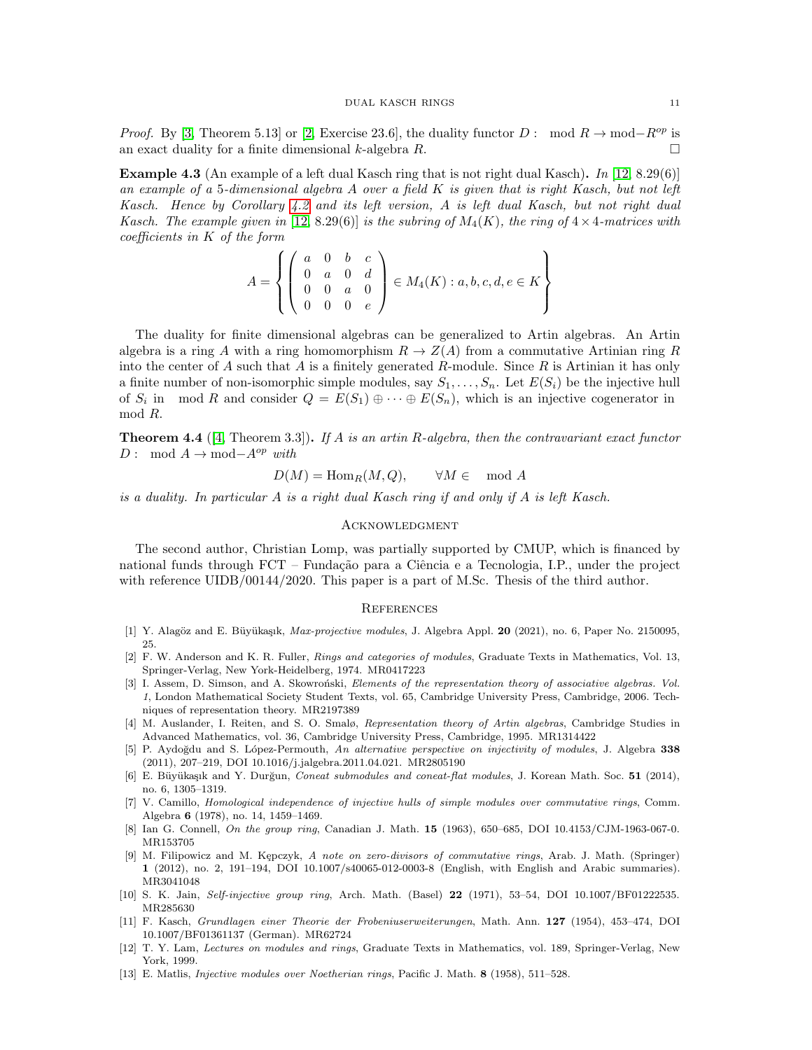*Proof.* By [3, Theorem 5.13] or [2, Exercise 23.6], the duality functor $D: \mod R \to \text{mod}-R^{op}$ is an exact duality for a finite dimensional $k$-algebra $R$. □

**Example 4.3** (An example of a left dual Kasch ring that is not right dual Kasch)**.** *In [12, 8.29(6)] an example of a 5-dimensional algebra $A$ over a field $K$ is given that is right Kasch, but not left Kasch. Hence by Corollary 4.2 and its left version, $A$ is left dual Kasch, but not right dual Kasch. The example given in [12, 8.29(6)] is the subring of $M_4(K)$, the ring of $4\times 4$-matrices with coefficients in $K$ of the form*

$$A = \left\{ \begin{pmatrix} a & 0 & b & c \\ 0 & a & 0 & d \\ 0 & 0 & a & 0 \\ 0 & 0 & 0 & e \end{pmatrix} \in M_4(K) : a,b,c,d,e \in K \right\}$$

The duality for finite dimensional algebras can be generalized to Artin algebras. An Artin algebra is a ring $A$ with a ring homomorphism $R \to Z(A)$ from a commutative Artinian ring $R$ into the center of $A$ such that $A$ is a finitely generated $R$-module. Since $R$ is Artinian it has only a finite number of non-isomorphic simple modules, say $S_1, \ldots, S_n$. Let $E(S_i)$ be the injective hull of $S_i$ in $\mod R$ and consider $Q = E(S_1) \oplus \cdots \oplus E(S_n)$, which is an injective cogenerator in $\mod R$.

**Theorem 4.4** ([4, Theorem 3.3])**.** *If $A$ is an artin $R$-algebra, then the contravariant exact functor $D: \mod A \to \text{mod}-A^{op}$ with*

$$D(M) = \operatorname{Hom}_R(M, Q), \qquad \forall M \in \mod A$$

*is a duality. In particular $A$ is a right dual Kasch ring if and only if $A$ is left Kasch.*

## Acknowledgment

The second author, Christian Lomp, was partially supported by CMUP, which is financed by national funds through FCT – Fundação para a Ciência e a Tecnologia, I.P., under the project with reference UIDB/00144/2020. This paper is a part of M.Sc. Thesis of the third author.

## References

[1] Y. Alagöz and E. Büyükaşık, *Max-projective modules*, J. Algebra Appl. **20** (2021), no. 6, Paper No. 2150095, 25.

[2] F. W. Anderson and K. R. Fuller, *Rings and categories of modules*, Graduate Texts in Mathematics, Vol. 13, Springer-Verlag, New York-Heidelberg, 1974. MR0417223

[3] I. Assem, D. Simson, and A. Skowroński, *Elements of the representation theory of associative algebras. Vol. 1*, London Mathematical Society Student Texts, vol. 65, Cambridge University Press, Cambridge, 2006. Techniques of representation theory. MR2197389

[4] M. Auslander, I. Reiten, and S. O. Smalø, *Representation theory of Artin algebras*, Cambridge Studies in Advanced Mathematics, vol. 36, Cambridge University Press, Cambridge, 1995. MR1314422

[5] P. Aydoğdu and S. López-Permouth, *An alternative perspective on injectivity of modules*, J. Algebra **338** (2011), 207–219, DOI 10.1016/j.jalgebra.2011.04.021. MR2805190

[6] E. Büyükaşık and Y. Durğun, *Coneat submodules and coneat-flat modules*, J. Korean Math. Soc. **51** (2014), no. 6, 1305–1319.

[7] V. Camillo, *Homological independence of injective hulls of simple modules over commutative rings*, Comm. Algebra **6** (1978), no. 14, 1459–1469.

[8] Ian G. Connell, *On the group ring*, Canadian J. Math. **15** (1963), 650–685, DOI 10.4153/CJM-1963-067-0. MR153705

[9] M. Filipowicz and M. Kępczyk, *A note on zero-divisors of commutative rings*, Arab. J. Math. (Springer) **1** (2012), no. 2, 191–194, DOI 10.1007/s40065-012-0003-8 (English, with English and Arabic summaries). MR3041048

[10] S. K. Jain, *Self-injective group ring*, Arch. Math. (Basel) **22** (1971), 53–54, DOI 10.1007/BF01222535. MR285630

[11] F. Kasch, *Grundlagen einer Theorie der Frobeniuserweiterungen*, Math. Ann. **127** (1954), 453–474, DOI 10.1007/BF01361137 (German). MR62724

[12] T. Y. Lam, *Lectures on modules and rings*, Graduate Texts in Mathematics, vol. 189, Springer-Verlag, New York, 1999.

[13] E. Matlis, *Injective modules over Noetherian rings*, Pacific J. Math. **8** (1958), 511–528.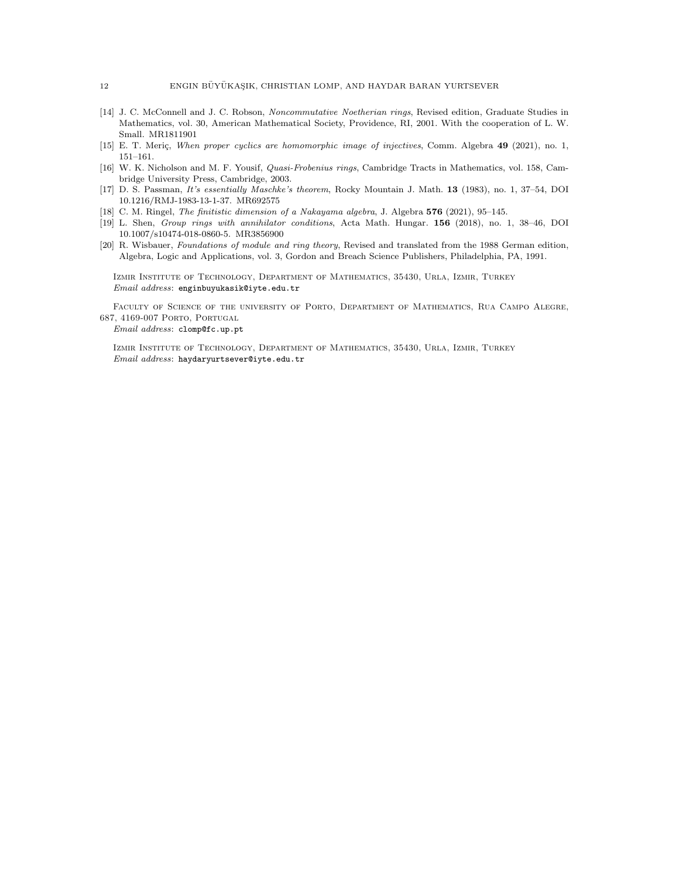[14] J. C. McConnell and J. C. Robson, *Noncommutative Noetherian rings*, Revised edition, Graduate Studies in Mathematics, vol. 30, American Mathematical Society, Providence, RI, 2001. With the cooperation of L. W. Small. MR1811901

[15] E. T. Meriç, *When proper cyclics are homomorphic image of injectives*, Comm. Algebra **49** (2021), no. 1, 151–161.

[16] W. K. Nicholson and M. F. Yousif, *Quasi-Frobenius rings*, Cambridge Tracts in Mathematics, vol. 158, Cambridge University Press, Cambridge, 2003.

[17] D. S. Passman, *It's essentially Maschke's theorem*, Rocky Mountain J. Math. **13** (1983), no. 1, 37–54, DOI 10.1216/RMJ-1983-13-1-37. MR692575

[18] C. M. Ringel, *The finitistic dimension of a Nakayama algebra*, J. Algebra **576** (2021), 95–145.

[19] L. Shen, *Group rings with annihilator conditions*, Acta Math. Hungar. **156** (2018), no. 1, 38–46, DOI 10.1007/s10474-018-0860-5. MR3856900

[20] R. Wisbauer, *Foundations of module and ring theory*, Revised and translated from the 1988 German edition, Algebra, Logic and Applications, vol. 3, Gordon and Breach Science Publishers, Philadelphia, PA, 1991.

Izmir Institute of Technology, Department of Mathematics, 35430, Urla, Izmir, Turkey
*Email address*: enginbuyukasik@iyte.edu.tr

Faculty of Science of the university of Porto, Department of Mathematics, Rua Campo Alegre, 687, 4169-007 Porto, Portugal
*Email address*: clomp@fc.up.pt

Izmir Institute of Technology, Department of Mathematics, 35430, Urla, Izmir, Turkey
*Email address*: haydaryurtsever@iyte.edu.tr